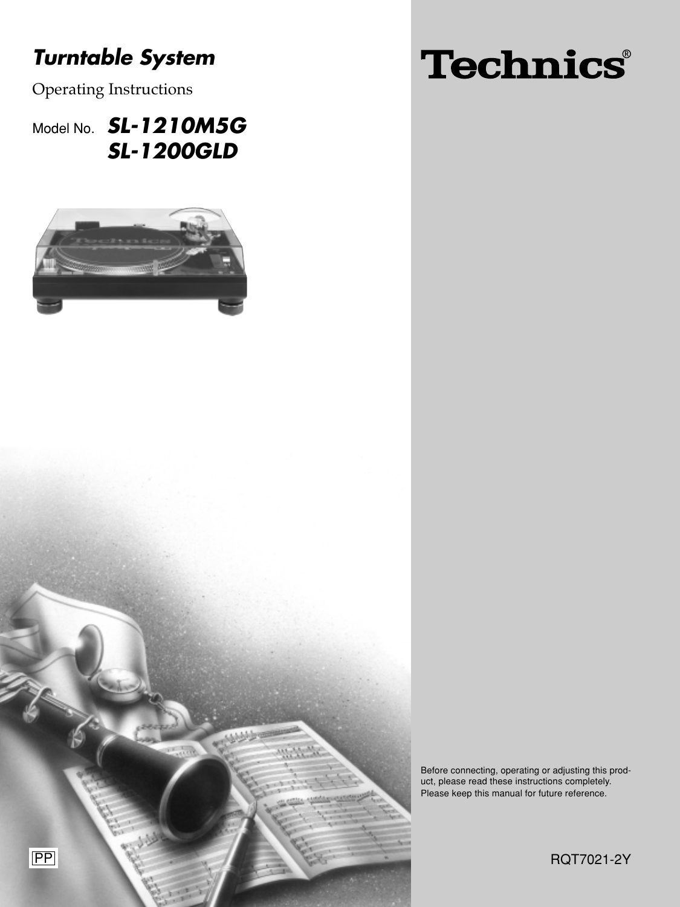# Turntable System

Operating Instructions

Model No. **SL-1210M5G**
**SL-1200GLD**

# Technics®

Before connecting, operating or adjusting this product, please read these instructions completely.
Please keep this manual for future reference.

PP

RQT7021-2Y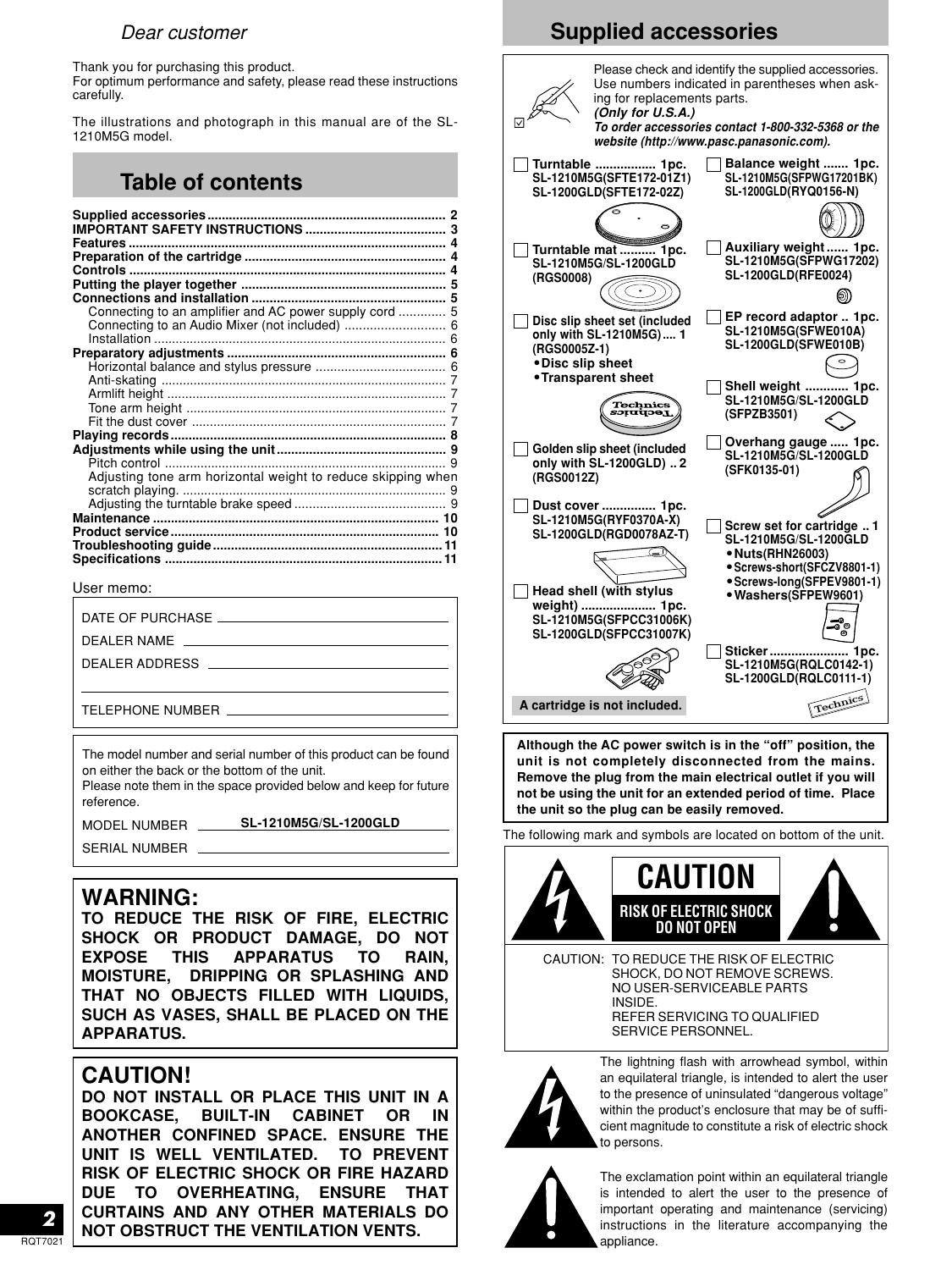*Dear customer*

Thank you for purchasing this product.
For optimum performance and safety, please read these instructions carefully.

The illustrations and photograph in this manual are of the SL-1210M5G model.

## Table of contents

- **Supplied accessories** .......... 2
- **IMPORTANT SAFETY INSTRUCTIONS** .......... 3
- **Features** .......... 4
- **Preparation of the cartridge** .......... 4
- **Controls** .......... 4
- **Putting the player together** .......... 5
- **Connections and installation** .......... 5
  - Connecting to an amplifier and AC power supply cord .......... 5
  - Connecting to an Audio Mixer (not included) .......... 6
  - Installation .......... 6
- **Preparatory adjustments** .......... 6
  - Horizontal balance and stylus pressure .......... 6
  - Anti-skating .......... 7
  - Armlift height .......... 7
  - Tone arm height .......... 7
  - Fit the dust cover .......... 7
- **Playing records** .......... 8
- **Adjustments while using the unit** .......... 9
  - Pitch control .......... 9
  - Adjusting tone arm horizontal weight to reduce skipping when scratch playing. .......... 9
  - Adjusting the turntable brake speed .......... 9
- **Maintenance** .......... 10
- **Product service** .......... 10
- **Troubleshooting guide** .......... 11
- **Specifications** .......... 11

User memo:

DATE OF PURCHASE \_\_\_\_\_\_\_\_\_\_

DEALER NAME \_\_\_\_\_\_\_\_\_\_

DEALER ADDRESS \_\_\_\_\_\_\_\_\_\_

TELEPHONE NUMBER \_\_\_\_\_\_\_\_\_\_

The model number and serial number of this product can be found on either the back or the bottom of the unit.
Please note them in the space provided below and keep for future reference.

MODEL NUMBER SL-1210M5G/SL-1200GLD

SERIAL NUMBER \_\_\_\_\_\_\_\_\_\_

**WARNING:**
**TO REDUCE THE RISK OF FIRE, ELECTRIC SHOCK OR PRODUCT DAMAGE, DO NOT EXPOSE THIS APPARATUS TO RAIN, MOISTURE, DRIPPING OR SPLASHING AND THAT NO OBJECTS FILLED WITH LIQUIDS, SUCH AS VASES, SHALL BE PLACED ON THE APPARATUS.**

**CAUTION!**
**DO NOT INSTALL OR PLACE THIS UNIT IN A BOOKCASE, BUILT-IN CABINET OR IN ANOTHER CONFINED SPACE. ENSURE THE UNIT IS WELL VENTILATED. TO PREVENT RISK OF ELECTRIC SHOCK OR FIRE HAZARD DUE TO OVERHEATING, ENSURE THAT CURTAINS AND ANY OTHER MATERIALS DO NOT OBSTRUCT THE VENTILATION VENTS.**

## Supplied accessories

Please check and identify the supplied accessories. Use numbers indicated in parentheses when asking for replacements parts.
***(Only for U.S.A.)***
***To order accessories contact 1-800-332-5368 or the website (http://www.pasc.panasonic.com).***

- ☐ **Turntable** .......... 1pc.
  SL-1210M5G(SFTE172-01Z1)
  SL-1200GLD(SFTE172-02Z)
- ☐ **Turntable mat** .......... 1pc.
  SL-1210M5G/SL-1200GLD (RGS0008)
- ☐ **Disc slip sheet set (included only with SL-1210M5G)** .... 1 (RGS0005Z-1)
  - Disc slip sheet
  - Transparent sheet
- ☐ **Golden slip sheet (included only with SL-1200GLD)** .. 2 (RGS0012Z)
- ☐ **Dust cover** .......... 1pc.
  SL-1210M5G(RYF0370A-X)
  SL-1200GLD(RGD0078AZ-T)
- ☐ **Head shell (with stylus weight)** .......... 1pc.
  SL-1210M5G(SFPCC31006K)
  SL-1200GLD(SFPCC31007K)
- ☐ **Balance weight** .......... 1pc.
  SL-1210M5G(SFPWG17201BK)
  SL-1200GLD(RYQ0156-N)
- ☐ **Auxiliary weight** .......... 1pc.
  SL-1210M5G(SFPWG17202)
  SL-1200GLD(RFE0024)
- ☐ **EP record adaptor** .. 1pc.
  SL-1210M5G(SFWE010A)
  SL-1200GLD(SFWE010B)
- ☐ **Shell weight** .......... 1pc.
  SL-1210M5G/SL-1200GLD (SFPZB3501)
- ☐ **Overhang gauge** ..... 1pc.
  SL-1210M5G/SL-1200GLD (SFK0135-01)
- ☐ **Screw set for cartridge** .. 1
  SL-1210M5G/SL-1200GLD
  - Nuts(RHN26003)
  - Screws-short(SFCZV8801-1)
  - Screws-long(SFPEV9801-1)
  - Washers(SFPEW9601)
- ☐ **Sticker** .......... 1pc.
  SL-1210M5G(RQLC0142-1)
  SL-1200GLD(RQLC0111-1)

**A cartridge is not included.**

**Although the AC power switch is in the "off" position, the unit is not completely disconnected from the mains. Remove the plug from the main electrical outlet if you will not be using the unit for an extended period of time. Place the unit so the plug can be easily removed.**

The following mark and symbols are located on bottom of the unit.

**CAUTION**
**RISK OF ELECTRIC SHOCK DO NOT OPEN**

CAUTION: TO REDUCE THE RISK OF ELECTRIC SHOCK, DO NOT REMOVE SCREWS. NO USER-SERVICEABLE PARTS INSIDE. REFER SERVICING TO QUALIFIED SERVICE PERSONNEL.

The lightning flash with arrowhead symbol, within an equilateral triangle, is intended to alert the user to the presence of uninsulated "dangerous voltage" within the product's enclosure that may be of sufficient magnitude to constitute a risk of electric shock to persons.

The exclamation point within an equilateral triangle is intended to alert the user to the presence of important operating and maintenance (servicing) instructions in the literature accompanying the appliance.

RQT7021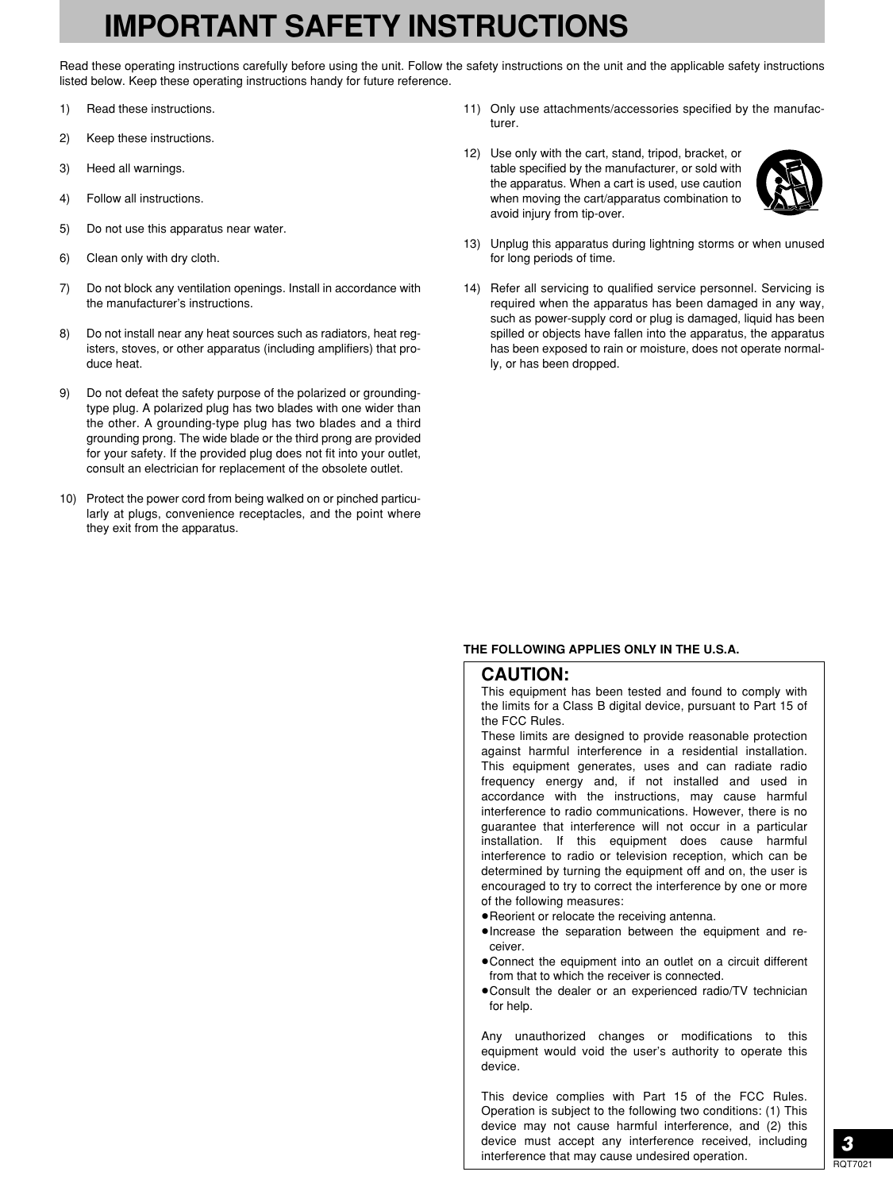# IMPORTANT SAFETY INSTRUCTIONS

Read these operating instructions carefully before using the unit. Follow the safety instructions on the unit and the applicable safety instructions listed below. Keep these operating instructions handy for future reference.

1) Read these instructions.

2) Keep these instructions.

3) Heed all warnings.

4) Follow all instructions.

5) Do not use this apparatus near water.

6) Clean only with dry cloth.

7) Do not block any ventilation openings. Install in accordance with the manufacturer's instructions.

8) Do not install near any heat sources such as radiators, heat registers, stoves, or other apparatus (including amplifiers) that produce heat.

9) Do not defeat the safety purpose of the polarized or grounding-type plug. A polarized plug has two blades with one wider than the other. A grounding-type plug has two blades and a third grounding prong. The wide blade or the third prong are provided for your safety. If the provided plug does not fit into your outlet, consult an electrician for replacement of the obsolete outlet.

10) Protect the power cord from being walked on or pinched particularly at plugs, convenience receptacles, and the point where they exit from the apparatus.

11) Only use attachments/accessories specified by the manufacturer.

12) Use only with the cart, stand, tripod, bracket, or table specified by the manufacturer, or sold with the apparatus. When a cart is used, use caution when moving the cart/apparatus combination to avoid injury from tip-over.

13) Unplug this apparatus during lightning storms or when unused for long periods of time.

14) Refer all servicing to qualified service personnel. Servicing is required when the apparatus has been damaged in any way, such as power-supply cord or plug is damaged, liquid has been spilled or objects have fallen into the apparatus, the apparatus has been exposed to rain or moisture, does not operate normally, or has been dropped.

**THE FOLLOWING APPLIES ONLY IN THE U.S.A.**

## CAUTION:

This equipment has been tested and found to comply with the limits for a Class B digital device, pursuant to Part 15 of the FCC Rules.
These limits are designed to provide reasonable protection against harmful interference in a residential installation. This equipment generates, uses and can radiate radio frequency energy and, if not installed and used in accordance with the instructions, may cause harmful interference to radio communications. However, there is no guarantee that interference will not occur in a particular installation. If this equipment does cause harmful interference to radio or television reception, which can be determined by turning the equipment off and on, the user is encouraged to try to correct the interference by one or more of the following measures:

- Reorient or relocate the receiving antenna.
- Increase the separation between the equipment and receiver.
- Connect the equipment into an outlet on a circuit different from that to which the receiver is connected.
- Consult the dealer or an experienced radio/TV technician for help.

Any unauthorized changes or modifications to this equipment would void the user's authority to operate this device.

This device complies with Part 15 of the FCC Rules. Operation is subject to the following two conditions: (1) This device may not cause harmful interference, and (2) this device must accept any interference received, including interference that may cause undesired operation.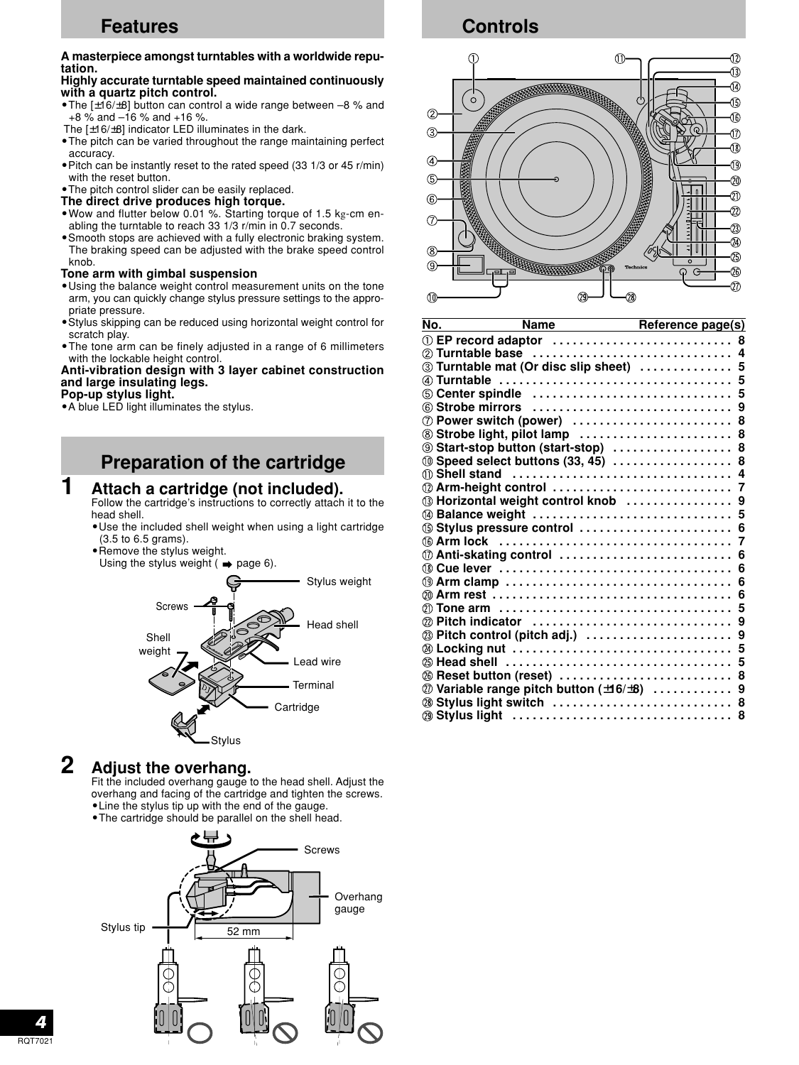## Features

**A masterpiece amongst turntables with a worldwide reputation.**

**Highly accurate turntable speed maintained continuously with a quartz pitch control.**

- The [±16/±8] button can control a wide range between –8 % and +8 % and –16 % and +16 %.
  The [±16/±8] indicator LED illuminates in the dark.
- The pitch can be varied throughout the range maintaining perfect accuracy.
- Pitch can be instantly reset to the rated speed (33 1/3 or 45 r/min) with the reset button.
- The pitch control slider can be easily replaced.

**The direct drive produces high torque.**

- Wow and flutter below 0.01 %. Starting torque of 1.5 kg-cm enabling the turntable to reach 33 1/3 r/min in 0.7 seconds.
- Smooth stops are achieved with a fully electronic braking system. The braking speed can be adjusted with the brake speed control knob.

**Tone arm with gimbal suspension**

- Using the balance weight control measurement units on the tone arm, you can quickly change stylus pressure settings to the appropriate pressure.
- Stylus skipping can be reduced using horizontal weight control for scratch play.
- The tone arm can be finely adjusted in a range of 6 millimeters with the lockable height control.

**Anti-vibration design with 3 layer cabinet construction and large insulating legs.**

**Pop-up stylus light.**

- A blue LED light illuminates the stylus.

## Preparation of the cartridge

### 1 Attach a cartridge (not included).

Follow the cartridge's instructions to correctly attach it to the head shell.

- Use the included shell weight when using a light cartridge (3.5 to 6.5 grams).
- Remove the stylus weight.
  Using the stylus weight (➡ page 6).

Stylus weight
Screws
Head shell
Shell weight
Lead wire
Terminal
Cartridge
Stylus

### 2 Adjust the overhang.

Fit the included overhang gauge to the head shell. Adjust the overhang and facing of the cartridge and tighten the screws.

- Line the stylus tip up with the end of the gauge.
- The cartridge should be parallel on the shell head.

Screws
Overhang gauge
Stylus tip
52 mm

## Controls

| No. | Name | Reference page(s) |
|---|---|---|
| ① | **EP record adaptor** | 8 |
| ② | **Turntable base** | 4 |
| ③ | **Turntable mat (Or disc slip sheet)** | 5 |
| ④ | **Turntable** | 5 |
| ⑤ | **Center spindle** | 5 |
| ⑥ | **Strobe mirrors** | 9 |
| ⑦ | **Power switch (power)** | 8 |
| ⑧ | **Strobe light, pilot lamp** | 8 |
| ⑨ | **Start-stop button (start-stop)** | 8 |
| ⑩ | **Speed select buttons (33, 45)** | 8 |
| ⑪ | **Shell stand** | 4 |
| ⑫ | **Arm-height control** | 7 |
| ⑬ | **Horizontal weight control knob** | 9 |
| ⑭ | **Balance weight** | 5 |
| ⑮ | **Stylus pressure control** | 6 |
| ⑯ | **Arm lock** | 7 |
| ⑰ | **Anti-skating control** | 6 |
| ⑱ | **Cue lever** | 6 |
| ⑲ | **Arm clamp** | 6 |
| ⑳ | **Arm rest** | 6 |
| ㉑ | **Tone arm** | 5 |
| ㉒ | **Pitch indicator** | 9 |
| ㉓ | **Pitch control (pitch adj.)** | 9 |
| ㉔ | **Locking nut** | 5 |
| ㉕ | **Head shell** | 5 |
| ㉖ | **Reset button (reset)** | 8 |
| ㉗ | **Variable range pitch button (±16/±8)** | 9 |
| ㉘ | **Stylus light switch** | 8 |
| ㉙ | **Stylus light** | 8 |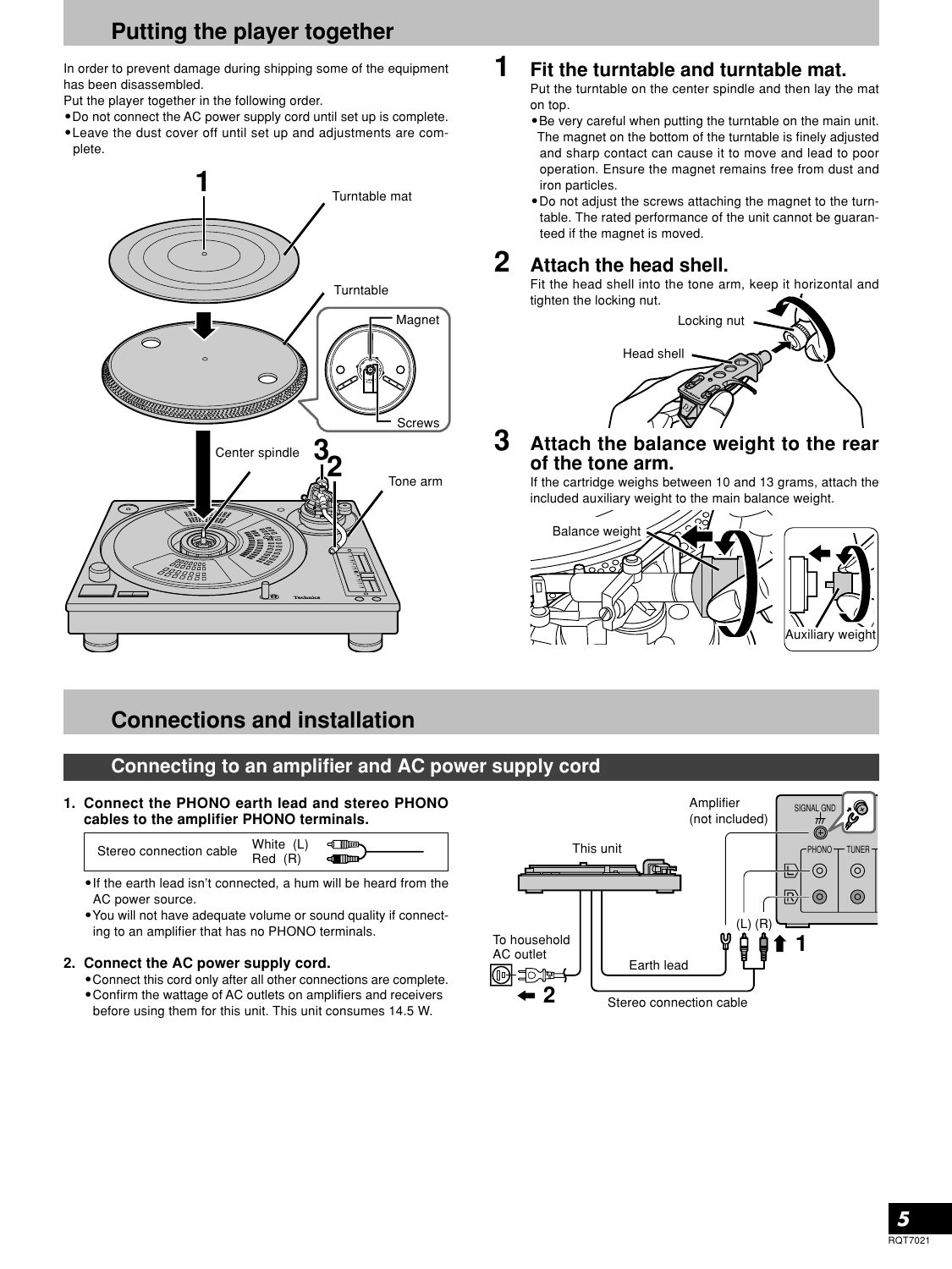## Putting the player together

In order to prevent damage during shipping some of the equipment has been disassembled.

Put the player together in the following order.

- Do not connect the AC power supply cord until set up is complete.
- Leave the dust cover off until set up and adjustments are complete.

### 1 Fit the turntable and turntable mat.

Put the turntable on the center spindle and then lay the mat on top.

- Be very careful when putting the turntable on the main unit. The magnet on the bottom of the turntable is finely adjusted and sharp contact can cause it to move and lead to poor operation. Ensure the magnet remains free from dust and iron particles.
- Do not adjust the screws attaching the magnet to the turntable. The rated performance of the unit cannot be guaranteed if the magnet is moved.

### 2 Attach the head shell.

Fit the head shell into the tone arm, keep it horizontal and tighten the locking nut.

### 3 Attach the balance weight to the rear of the tone arm.

If the cartridge weighs between 10 and 13 grams, attach the included auxiliary weight to the main balance weight.

## Connections and installation

### Connecting to an amplifier and AC power supply cord

**1. Connect the PHONO earth lead and stereo PHONO cables to the amplifier PHONO terminals.**

| Stereo connection cable | White (L) Red (R) |
|---|---|

- If the earth lead isn't connected, a hum will be heard from the AC power source.
- You will not have adequate volume or sound quality if connecting to an amplifier that has no PHONO terminals.

**2. Connect the AC power supply cord.**

- Connect this cord only after all other connections are complete.
- Confirm the wattage of AC outlets on amplifiers and receivers before using them for this unit. This unit consumes 14.5 W.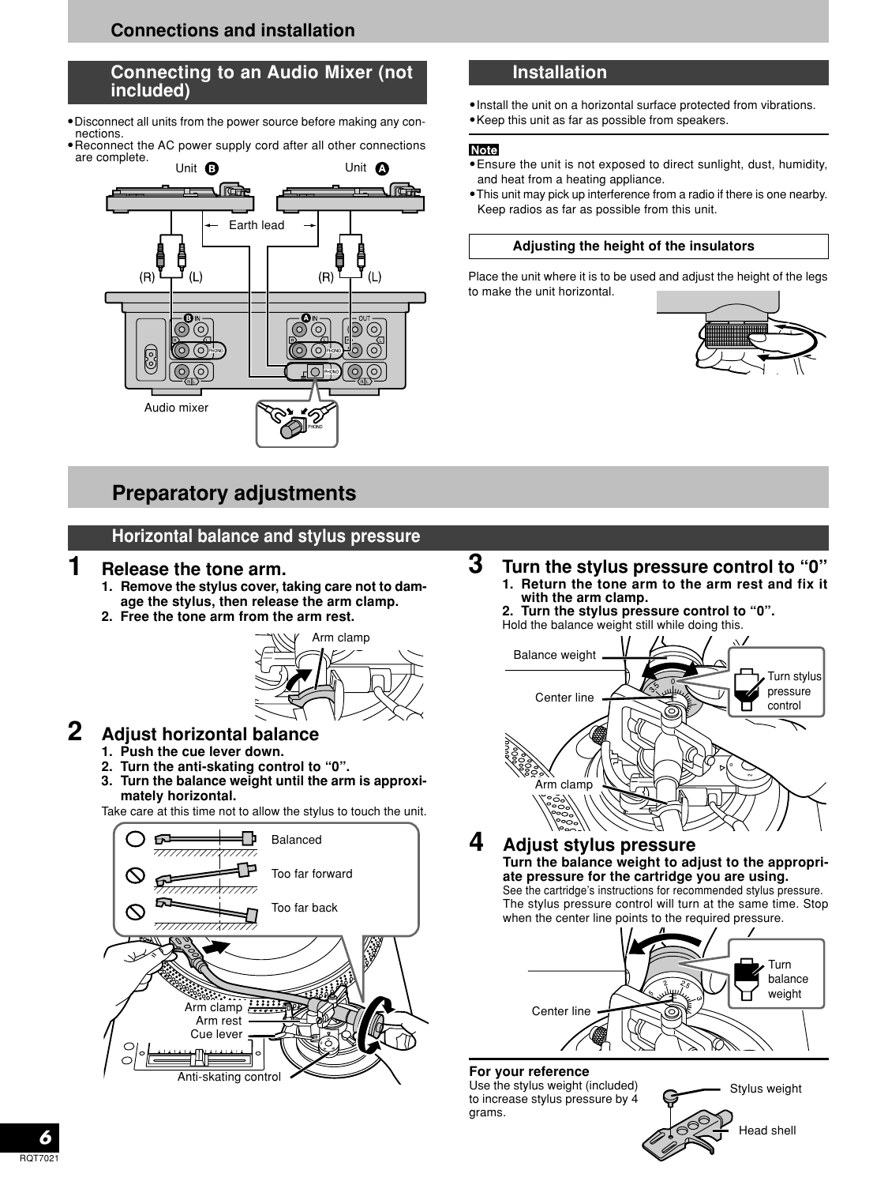# Connections and installation

## Connecting to an Audio Mixer (not included)

- Disconnect all units from the power source before making any connections.
- Reconnect the AC power supply cord after all other connections are complete.

Unit B Unit A

Earth lead

(R) (L) (R) (L)

Audio mixer

## Installation

- Install the unit on a horizontal surface protected from vibrations.
- Keep this unit as far as possible from speakers.

**Note**

- Ensure the unit is not exposed to direct sunlight, dust, humidity, and heat from a heating appliance.
- This unit may pick up interference from a radio if there is one nearby. Keep radios as far as possible from this unit.

### Adjusting the height of the insulators

Place the unit where it is to be used and adjust the height of the legs to make the unit horizontal.

# Preparatory adjustments

## Horizontal balance and stylus pressure

### 1 Release the tone arm.

1. **Remove the stylus cover, taking care not to damage the stylus, then release the arm clamp.**
2. **Free the tone arm from the arm rest.**

Arm clamp

### 2 Adjust horizontal balance

1. **Push the cue lever down.**
2. **Turn the anti-skating control to "0".**
3. **Turn the balance weight until the arm is approximately horizontal.**

Take care at this time not to allow the stylus to touch the unit.

Balanced

Too far forward

Too far back

Arm clamp
Arm rest
Cue lever
Anti-skating control

### 3 Turn the stylus pressure control to "0"

1. **Return the tone arm to the arm rest and fix it with the arm clamp.**
2. **Turn the stylus pressure control to "0".**

Hold the balance weight still while doing this.

Balance weight
Center line
Arm clamp
Turn stylus pressure control

### 4 Adjust stylus pressure

**Turn the balance weight to adjust to the appropriate pressure for the cartridge you are using.**

See the cartridge's instructions for recommended stylus pressure.

The stylus pressure control will turn at the same time. Stop when the center line points to the required pressure.

Center line
Turn balance weight

**For your reference**

Use the stylus weight (included) to increase stylus pressure by 4 grams.

Stylus weight
Head shell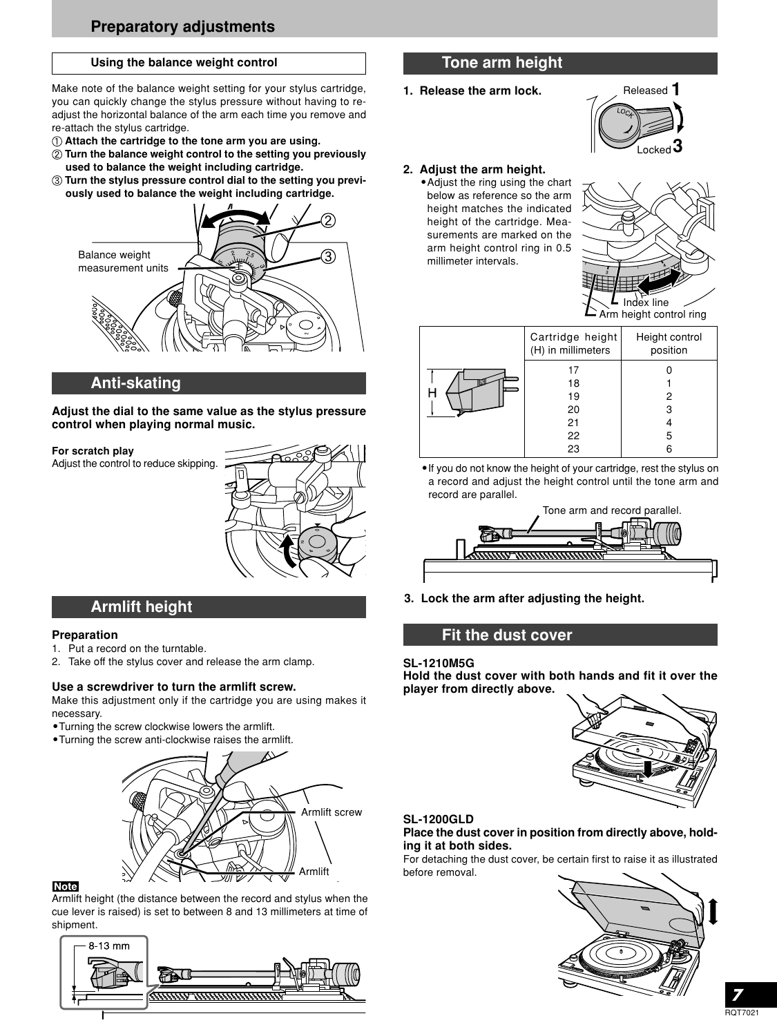# Preparatory adjustments

### Using the balance weight control

Make note of the balance weight setting for your stylus cartridge, you can quickly change the stylus pressure without having to re-adjust the horizontal balance of the arm each time you remove and re-attach the stylus cartridge.

① **Attach the cartridge to the tone arm you are using.**
② **Turn the balance weight control to the setting you previously used to balance the weight including cartridge.**
③ **Turn the stylus pressure control dial to the setting you previously used to balance the weight including cartridge.**

Balance weight measurement units

## Anti-skating

**Adjust the dial to the same value as the stylus pressure control when playing normal music.**

**For scratch play**
Adjust the control to reduce skipping.

## Armlift height

### Preparation

1. Put a record on the turntable.
2. Take off the stylus cover and release the arm clamp.

### Use a screwdriver to turn the armlift screw.

Make this adjustment only if the cartridge you are using makes it necessary.

- Turning the screw clockwise lowers the armlift.
- Turning the screw anti-clockwise raises the armlift.

Armlift screw

Armlift

**Note**

Armlift height (the distance between the record and stylus when the cue lever is raised) is set to between 8 and 13 millimeters at time of shipment.

8-13 mm

## Tone arm height

**1. Release the arm lock.**

Released 1

Locked 3

**2. Adjust the arm height.**

- Adjust the ring using the chart below as reference so the arm height matches the indicated height of the cartridge. Measurements are marked on the arm height control ring in 0.5 millimeter intervals.

Index line

Arm height control ring

| Cartridge height (H) in millimeters | Height control position |
|---|---|
| 17 | 0 |
| 18 | 1 |
| 19 | 2 |
| 20 | 3 |
| 21 | 4 |
| 22 | 5 |
| 23 | 6 |

- If you do not know the height of your cartridge, rest the stylus on a record and adjust the height control until the tone arm and record are parallel.

Tone arm and record parallel.

**3. Lock the arm after adjusting the height.**

## Fit the dust cover

**SL-1210M5G**
**Hold the dust cover with both hands and fit it over the player from directly above.**

**SL-1200GLD**
**Place the dust cover in position from directly above, holding it at both sides.**

For detaching the dust cover, be certain first to raise it as illustrated before removal.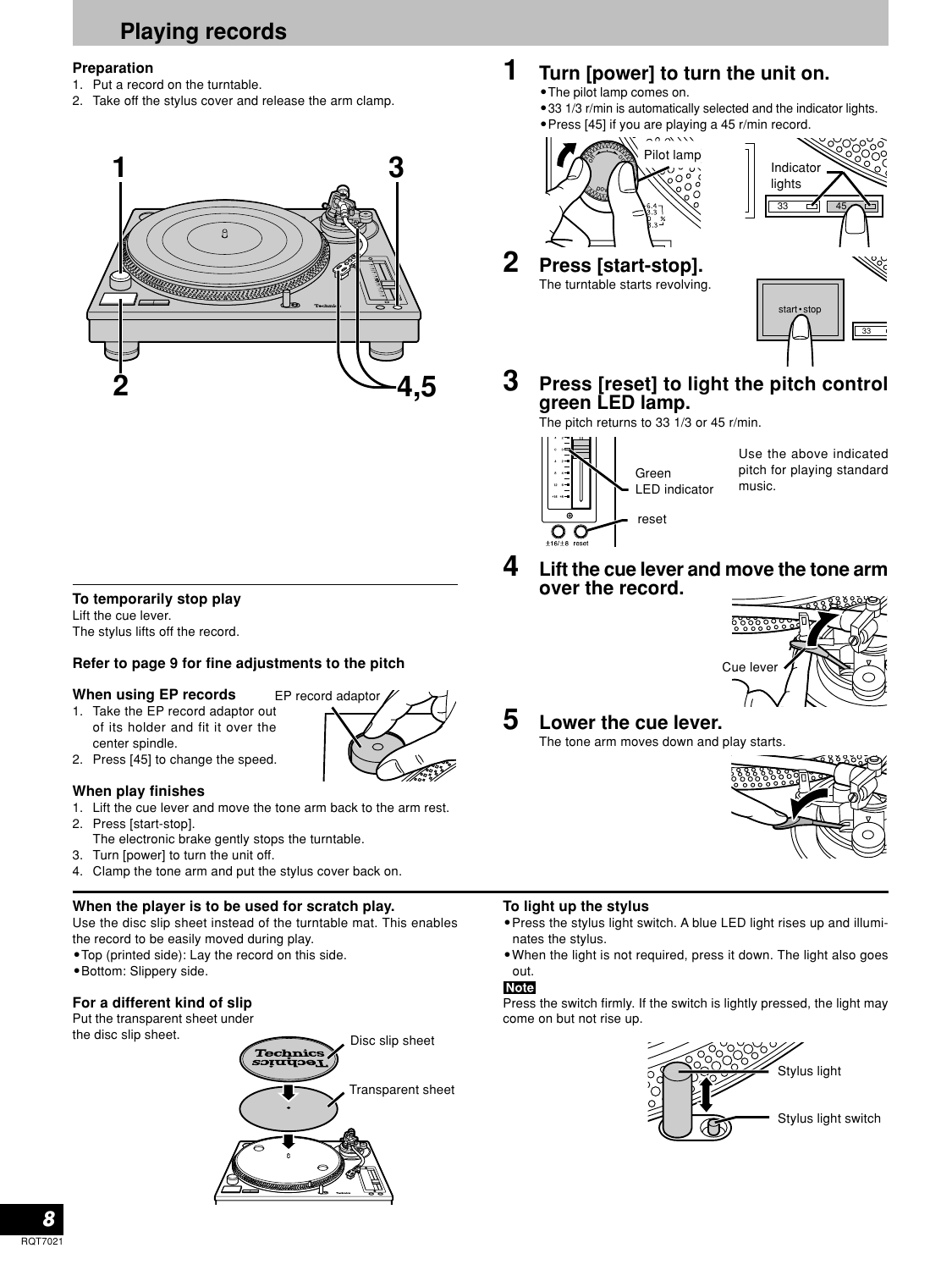# Playing records

**Preparation**

1. Put a record on the turntable.
2. Take off the stylus cover and release the arm clamp.

**To temporarily stop play**

Lift the cue lever.
The stylus lifts off the record.

**Refer to page 9 for fine adjustments to the pitch**

**When using EP records**

1. Take the EP record adaptor out of its holder and fit it over the center spindle.
2. Press [45] to change the speed.

EP record adaptor

**When play finishes**

1. Lift the cue lever and move the tone arm back to the arm rest.
2. Press [start-stop].
   The electronic brake gently stops the turntable.
3. Turn [power] to turn the unit off.
4. Clamp the tone arm and put the stylus cover back on.

## 1 Turn [power] to turn the unit on.

- The pilot lamp comes on.
- 33 1/3 r/min is automatically selected and the indicator lights.
- Press [45] if you are playing a 45 r/min record.

Pilot lamp

Indicator lights

## 2 Press [start-stop].

The turntable starts revolving.

## 3 Press [reset] to light the pitch control green LED lamp.

The pitch returns to 33 1/3 or 45 r/min.

Green LED indicator

reset

Use the above indicated pitch for playing standard music.

## 4 Lift the cue lever and move the tone arm over the record.

Cue lever

## 5 Lower the cue lever.

The tone arm moves down and play starts.

**When the player is to be used for scratch play.**

Use the disc slip sheet instead of the turntable mat. This enables the record to be easily moved during play.

- Top (printed side): Lay the record on this side.
- Bottom: Slippery side.

**For a different kind of slip**

Put the transparent sheet under the disc slip sheet.

Disc slip sheet

Transparent sheet

**To light up the stylus**

- Press the stylus light switch. A blue LED light rises up and illuminates the stylus.
- When the light is not required, press it down. The light also goes out.

**Note**

Press the switch firmly. If the switch is lightly pressed, the light may come on but not rise up.

Stylus light

Stylus light switch

RQT7021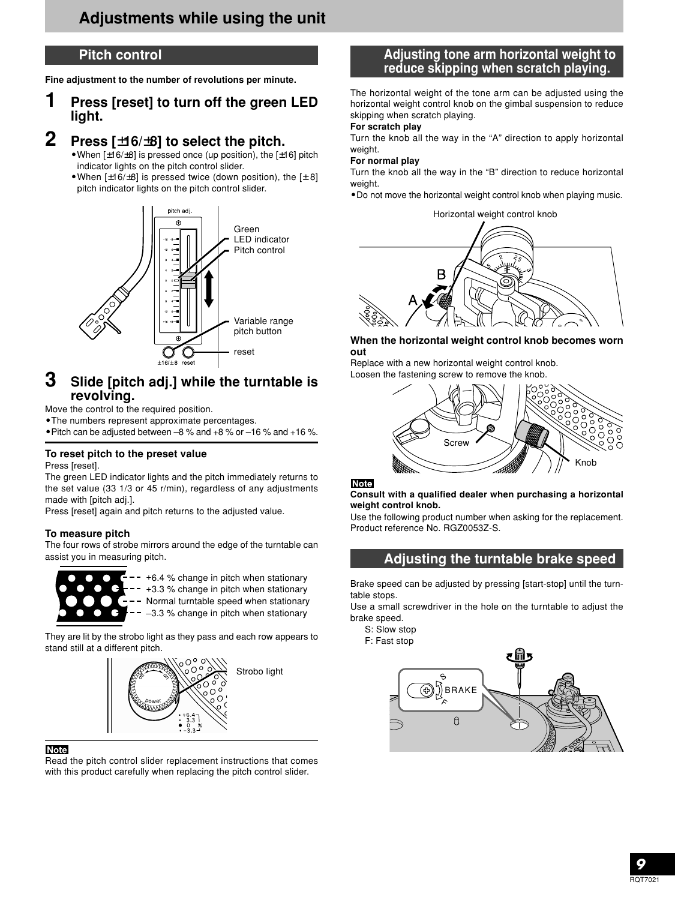# Adjustments while using the unit

## Pitch control

**Fine adjustment to the number of revolutions per minute.**

### 1 Press [reset] to turn off the green LED light.

### 2 Press [±16/±8] to select the pitch.

- When [±16/±8] is pressed once (up position), the [±16] pitch indicator lights on the pitch control slider.
- When [±16/±8] is pressed twice (down position), the [± 8] pitch indicator lights on the pitch control slider.

Green LED indicator
Pitch control
Variable range pitch button
reset

### 3 Slide [pitch adj.] while the turntable is revolving.

Move the control to the required position.

- The numbers represent approximate percentages.
- Pitch can be adjusted between –8 % and +8 % or –16 % and +16 %.

**To reset pitch to the preset value**

Press [reset].

The green LED indicator lights and the pitch immediately returns to the set value (33 1/3 or 45 r/min), regardless of any adjustments made with [pitch adj.].

Press [reset] again and pitch returns to the adjusted value.

**To measure pitch**

The four rows of strobe mirrors around the edge of the turntable can assist you in measuring pitch.

+6.4 % change in pitch when stationary
+3.3 % change in pitch when stationary
Normal turntable speed when stationary
–3.3 % change in pitch when stationary

They are lit by the strobo light as they pass and each row appears to stand still at a different pitch.

Strobo light

**Note**

Read the pitch control slider replacement instructions that comes with this product carefully when replacing the pitch control slider.

## Adjusting tone arm horizontal weight to reduce skipping when scratch playing.

The horizontal weight of the tone arm can be adjusted using the horizontal weight control knob on the gimbal suspension to reduce skipping when scratch playing.

**For scratch play**

Turn the knob all the way in the “A” direction to apply horizontal weight.

**For normal play**

Turn the knob all the way in the “B” direction to reduce horizontal weight.

- Do not move the horizontal weight control knob when playing music.

Horizontal weight control knob

**When the horizontal weight control knob becomes worn out**

Replace with a new horizontal weight control knob.

Loosen the fastening screw to remove the knob.

Screw
Knob

**Note**

**Consult with a qualified dealer when purchasing a horizontal weight control knob.**

Use the following product number when asking for the replacement.
Product reference No. RGZ0053Z-S.

## Adjusting the turntable brake speed

Brake speed can be adjusted by pressing [start-stop] until the turntable stops.

Use a small screwdriver in the hole on the turntable to adjust the brake speed.

S: Slow stop
F: Fast stop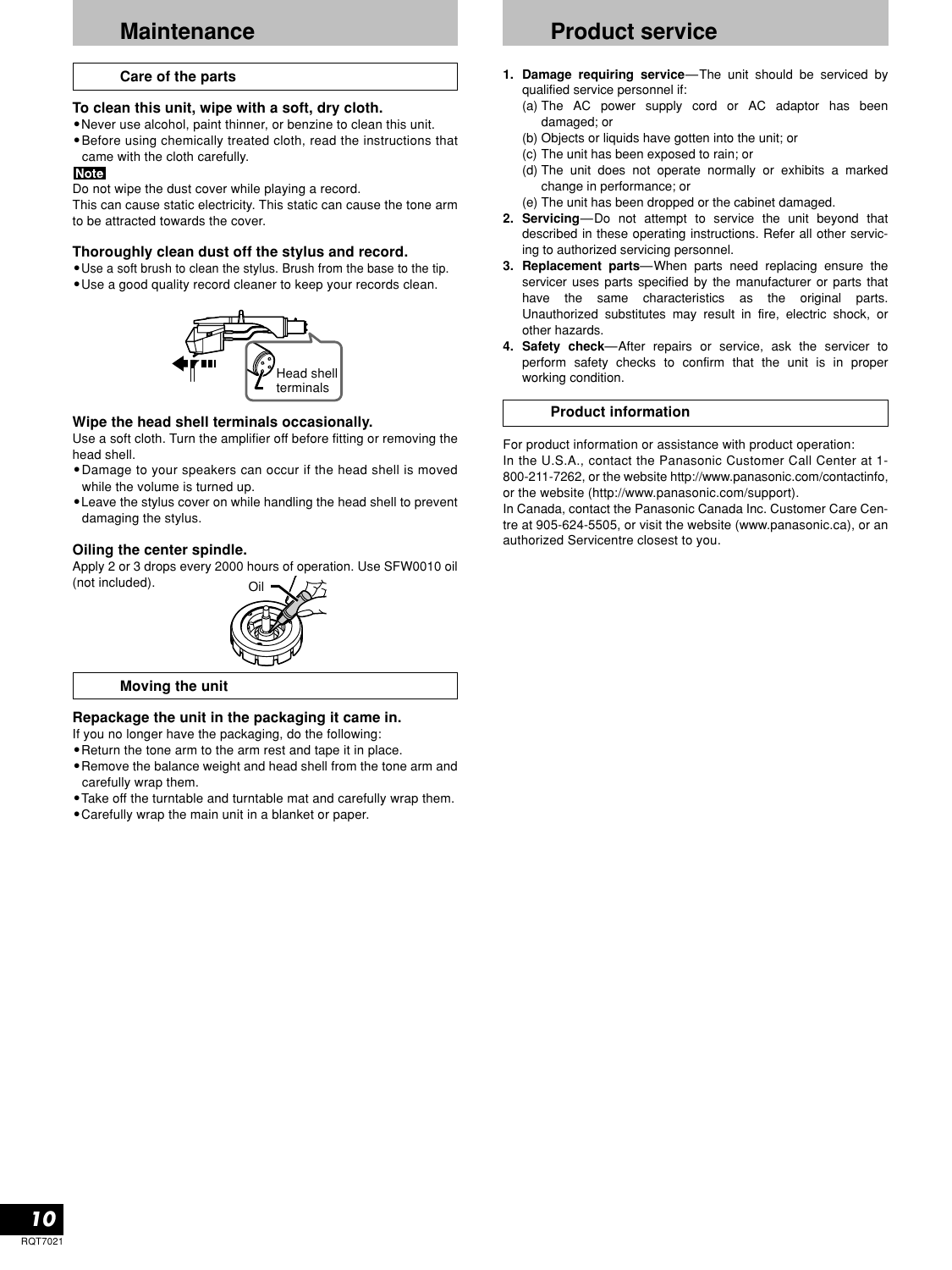# Maintenance

## Care of the parts

**To clean this unit, wipe with a soft, dry cloth.**

- Never use alcohol, paint thinner, or benzine to clean this unit.
- Before using chemically treated cloth, read the instructions that came with the cloth carefully.

**Note**

Do not wipe the dust cover while playing a record.
This can cause static electricity. This static can cause the tone arm to be attracted towards the cover.

**Thoroughly clean dust off the stylus and record.**

- Use a soft brush to clean the stylus. Brush from the base to the tip.
- Use a good quality record cleaner to keep your records clean.

Head shell terminals

**Wipe the head shell terminals occasionally.**

Use a soft cloth. Turn the amplifier off before fitting or removing the head shell.

- Damage to your speakers can occur if the head shell is moved while the volume is turned up.
- Leave the stylus cover on while handling the head shell to prevent damaging the stylus.

**Oiling the center spindle.**

Apply 2 or 3 drops every 2000 hours of operation. Use SFW0010 oil (not included).

Oil

## Moving the unit

**Repackage the unit in the packaging it came in.**

If you no longer have the packaging, do the following:

- Return the tone arm to the arm rest and tape it in place.
- Remove the balance weight and head shell from the tone arm and carefully wrap them.
- Take off the turntable and turntable mat and carefully wrap them.
- Carefully wrap the main unit in a blanket or paper.

# Product service

1. **Damage requiring service**—The unit should be serviced by qualified service personnel if:
   (a) The AC power supply cord or AC adaptor has been damaged; or
   (b) Objects or liquids have gotten into the unit; or
   (c) The unit has been exposed to rain; or
   (d) The unit does not operate normally or exhibits a marked change in performance; or
   (e) The unit has been dropped or the cabinet damaged.
2. **Servicing**—Do not attempt to service the unit beyond that described in these operating instructions. Refer all other servicing to authorized servicing personnel.
3. **Replacement parts**—When parts need replacing ensure the servicer uses parts specified by the manufacturer or parts that have the same characteristics as the original parts. Unauthorized substitutes may result in fire, electric shock, or other hazards.
4. **Safety check**—After repairs or service, ask the servicer to perform safety checks to confirm that the unit is in proper working condition.

## Product information

For product information or assistance with product operation:
In the U.S.A., contact the Panasonic Customer Call Center at 1-800-211-7262, or the website http://www.panasonic.com/contactinfo, or the website (http://www.panasonic.com/support).
In Canada, contact the Panasonic Canada Inc. Customer Care Centre at 905-624-5505, or visit the website (www.panasonic.ca), or an authorized Servicentre closest to you.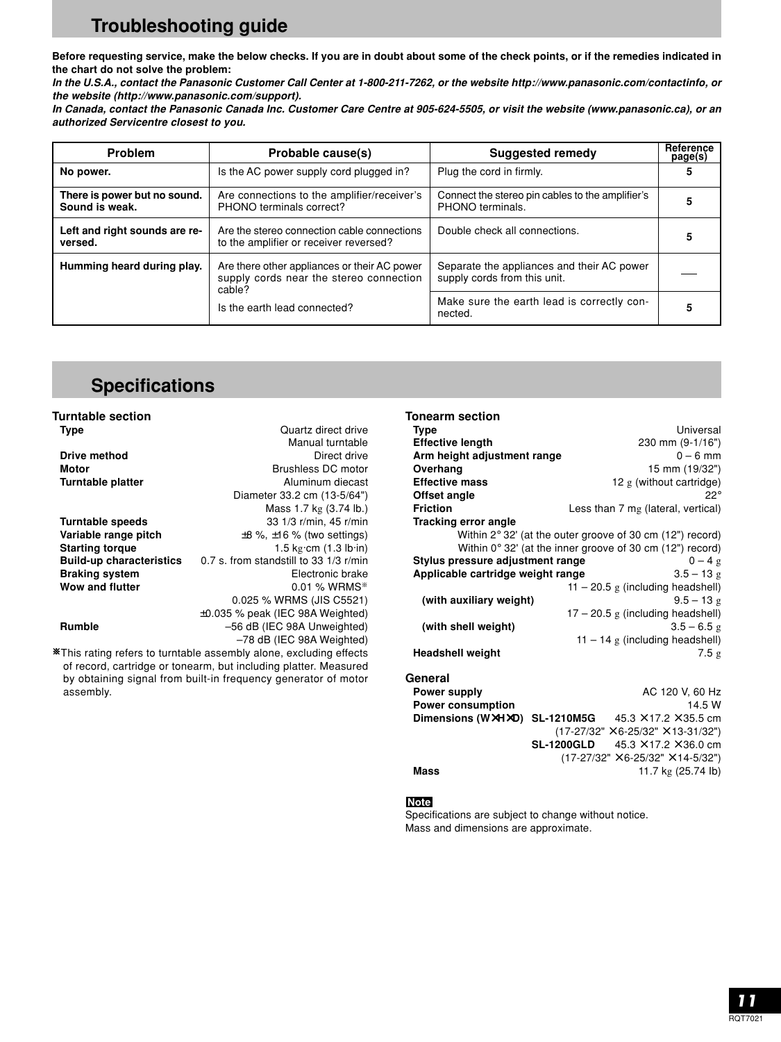## Troubleshooting guide

**Before requesting service, make the below checks. If you are in doubt about some of the check points, or if the remedies indicated in the chart do not solve the problem:**

***In the U.S.A., contact the Panasonic Customer Call Center at 1-800-211-7262, or the website http://www.panasonic.com/contactinfo, or the website (http://www.panasonic.com/support).***

***In Canada, contact the Panasonic Canada Inc. Customer Care Centre at 905-624-5505, or visit the website (www.panasonic.ca), or an authorized Servicentre closest to you.***

| Problem | Probable cause(s) | Suggested remedy | Reference page(s) |
|---|---|---|---|
| **No power.** | Is the AC power supply cord plugged in? | Plug the cord in firmly. | **5** |
| **There is power but no sound. Sound is weak.** | Are connections to the amplifier/receiver's PHONO terminals correct? | Connect the stereo pin cables to the amplifier's PHONO terminals. | **5** |
| **Left and right sounds are reversed.** | Are the stereo connection cable connections to the amplifier or receiver reversed? | Double check all connections. | **5** |
| **Humming heard during play.** | Are there other appliances or their AC power supply cords near the stereo connection cable? | Separate the appliances and their AC power supply cords from this unit. | — |
| | Is the earth lead connected? | Make sure the earth lead is correctly connected. | **5** |

## Specifications

### Turntable section

| | |
|---|---|
| **Type** | Quartz direct drive<br>Manual turntable |
| **Drive method** | Direct drive |
| **Motor** | Brushless DC motor |
| **Turntable platter** | Aluminum diecast<br>Diameter 33.2 cm (13-5/64")<br>Mass 1.7 kg (3.74 lb.) |
| **Turntable speeds** | 33 1/3 r/min, 45 r/min |
| **Variable range pitch** | ±8 %, ±16 % (two settings) |
| **Starting torque** | 1.5 kg·cm (1.3 lb·in) |
| **Build-up characteristics** | 0.7 s. from standstill to 33 1/3 r/min |
| **Braking system** | Electronic brake |
| **Wow and flutter** | 0.01 % WRMS※<br>0.025 % WRMS (JIS C5521)<br>±0.035 % peak (IEC 98A Weighted) |
| **Rumble** | –56 dB (IEC 98A Unweighted)<br>–78 dB (IEC 98A Weighted) |

※This rating refers to turntable assembly alone, excluding effects of record, cartridge or tonearm, but including platter. Measured by obtaining signal from built-in frequency generator of motor assembly.

### Tonearm section

| | |
|---|---|
| **Type** | Universal |
| **Effective length** | 230 mm (9-1/16") |
| **Arm height adjustment range** | 0 – 6 mm |
| **Overhang** | 15 mm (19/32") |
| **Effective mass** | 12 g (without cartridge) |
| **Offset angle** | 22° |
| **Friction** | Less than 7 mg (lateral, vertical) |
| **Tracking error angle** | Within 2° 32' (at the outer groove of 30 cm (12") record)<br>Within 0° 32' (at the inner groove of 30 cm (12") record) |
| **Stylus pressure adjustment range** | 0 – 4 g |
| **Applicable cartridge weight range** | 3.5 – 13 g<br>11 – 20.5 g (including headshell) |
| **(with auxiliary weight)** | 9.5 – 13 g<br>17 – 20.5 g (including headshell) |
| **(with shell weight)** | 3.5 – 6.5 g<br>11 – 14 g (including headshell) |
| **Headshell weight** | 7.5 g |

### General

| | | |
|---|---|---|
| **Power supply** | | AC 120 V, 60 Hz |
| **Power consumption** | | 14.5 W |
| **Dimensions (W×H×D)** | **SL-1210M5G** | 45.3 × 17.2 × 35.5 cm<br>(17-27/32" × 6-25/32" × 13-31/32") |
| | **SL-1200GLD** | 45.3 × 17.2 × 36.0 cm<br>(17-27/32" × 6-25/32" × 14-5/32") |
| **Mass** | | 11.7 kg (25.74 lb) |

**Note**

Specifications are subject to change without notice.
Mass and dimensions are approximate.

RQT7021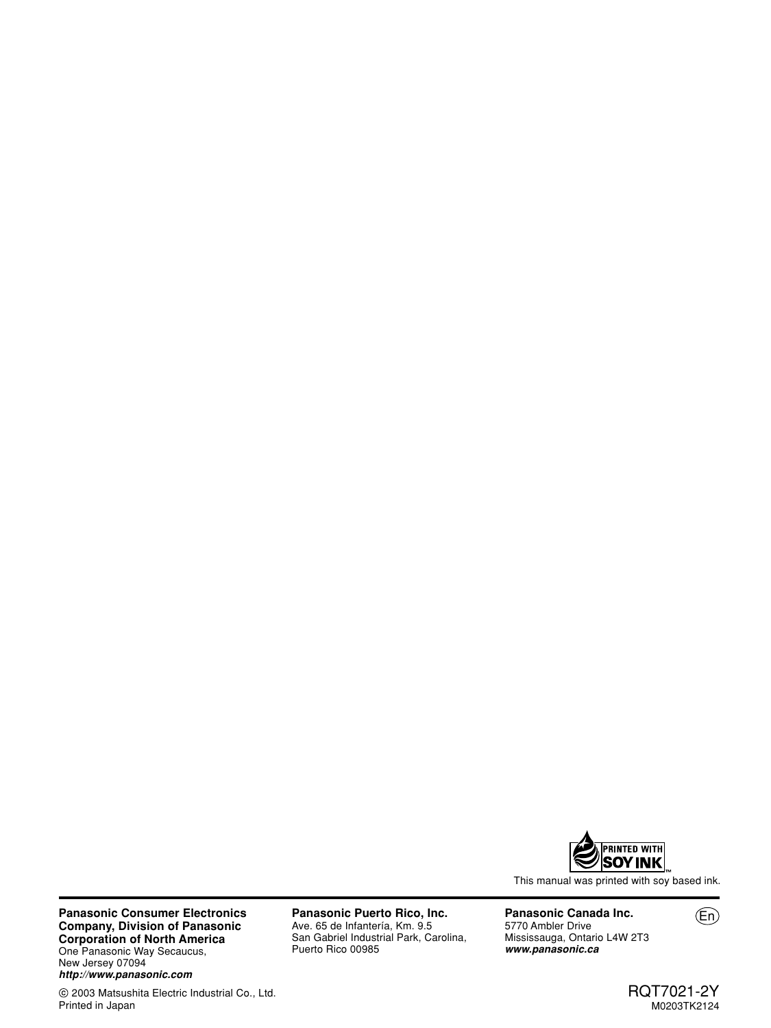PRINTED WITH SOY INK™

This manual was printed with soy based ink.

**Panasonic Consumer Electronics Company, Division of Panasonic Corporation of North America**
One Panasonic Way Secaucus,
New Jersey 07094
***http://www.panasonic.com***

**Panasonic Puerto Rico, Inc.**
Ave. 65 de Infantería, Km. 9.5
San Gabriel Industrial Park, Carolina,
Puerto Rico 00985

**Panasonic Canada Inc.**
5770 Ambler Drive
Mississauga, Ontario L4W 2T3
***www.panasonic.ca***

En

© 2003 Matsushita Electric Industrial Co., Ltd.
Printed in Japan

RQT7021-2Y
M0203TK2124